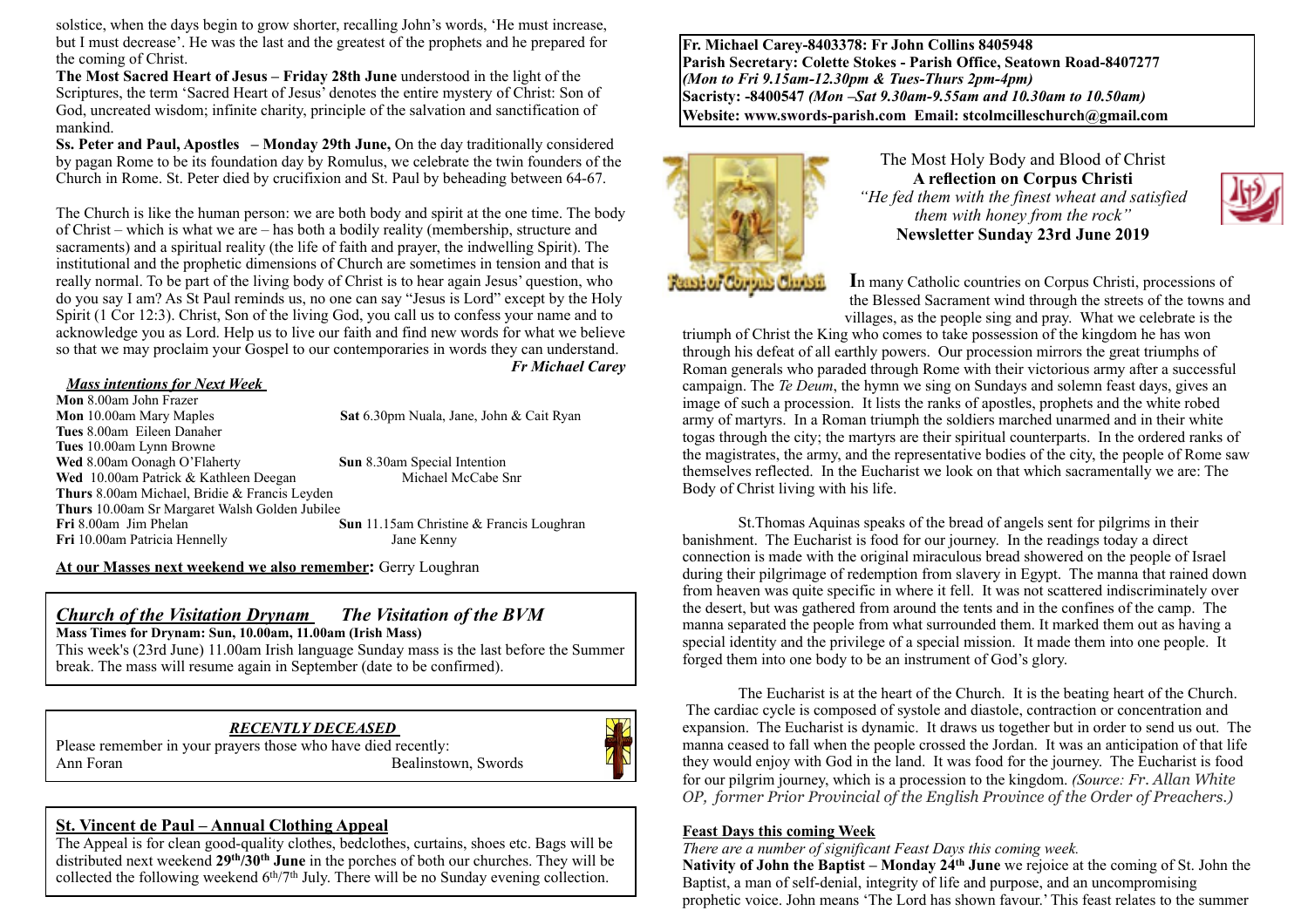solstice, when the days begin to grow shorter, recalling John's words, 'He must increase, but I must decrease'. He was the last and the greatest of the prophets and he prepared for the coming of Christ.

**The Most Sacred Heart of Jesus – Friday 28th June** understood in the light of the Scriptures, the term 'Sacred Heart of Jesus' denotes the entire mystery of Christ: Son of God, uncreated wisdom; infinite charity, principle of the salvation and sanctification of mankind.

**Ss. Peter and Paul, Apostles – Monday 29th June,** On the day traditionally considered by pagan Rome to be its foundation day by Romulus, we celebrate the twin founders of the Church in Rome. St. Peter died by crucifixion and St. Paul by beheading between 64-67.

The Church is like the human person: we are both body and spirit at the one time. The body of Christ – which is what we are – has both a bodily reality (membership, structure and sacraments) and a spiritual reality (the life of faith and prayer, the indwelling Spirit). The institutional and the prophetic dimensions of Church are sometimes in tension and that is really normal. To be part of the living body of Christ is to hear again Jesus' question, who do you say I am? As St Paul reminds us, no one can say "Jesus is Lord" except by the Holy Spirit (1 Cor 12:3). Christ, Son of the living God, you call us to confess your name and to acknowledge you as Lord. Help us to live our faith and find new words for what we believe so that we may proclaim your Gospel to our contemporaries in words they can understand.

***Fr Michael Carey***

***Mass intentions for Next Week***

**Mon** 8.00am John Frazer
**Mon** 10.00am Mary Maples
**Tues** 8.00am Eileen Danaher
**Tues** 10.00am Lynn Browne
**Wed** 8.00am Oonagh O'Flaherty
**Wed** 10.00am Patrick & Kathleen Deegan
**Thurs** 8.00am Michael, Bridie & Francis Leyden
**Thurs** 10.00am Sr Margaret Walsh Golden Jubilee
**Fri** 8.00am Jim Phelan
**Fri** 10.00am Patricia Hennelly

**Sat** 6.30pm Nuala, Jane, John & Cait Ryan
**Sun** 8.30am Special Intention
Michael McCabe Snr
**Sun** 11.15am Christine & Francis Loughran
Jane Kenny

**At our Masses next weekend we also remember:** Gerry Loughran

## *Church of the Visitation Drynam* *The Visitation of the BVM*

**Mass Times for Drynam: Sun, 10.00am, 11.00am (Irish Mass)**

This week's (23rd June) 11.00am Irish language Sunday mass is the last before the Summer break. The mass will resume again in September (date to be confirmed).

## *RECENTLY DECEASED*

Please remember in your prayers those who have died recently:

Ann Foran Bealinstown, Swords

## St. Vincent de Paul – Annual Clothing Appeal

The Appeal is for clean good-quality clothes, bedclothes, curtains, shoes etc. Bags will be distributed next weekend **29th/30th June** in the porches of both our churches. They will be collected the following weekend 6th/7th July. There will be no Sunday evening collection.

**Fr. Michael Carey-8403378: Fr John Collins 8405948**
**Parish Secretary: Colette Stokes - Parish Office, Seatown Road-8407277**
***(Mon to Fri 9.15am-12.30pm & Tues-Thurs 2pm-4pm)***
**Sacristy: -8400547** ***(Mon –Sat 9.30am-9.55am and 10.30am to 10.50am)***
**Website: www.swords-parish.com Email: stcolmcilleschurch@gmail.com**

Feast of Corpus Christi

The Most Holy Body and Blood of Christ

**A reflection on Corpus Christi**

*"He fed them with the finest wheat and satisfied them with honey from the rock"*

**Newsletter Sunday 23rd June 2019**

**I**n many Catholic countries on Corpus Christi, processions of the Blessed Sacrament wind through the streets of the towns and villages, as the people sing and pray. What we celebrate is the triumph of Christ the King who comes to take possession of the kingdom he has won through his defeat of all earthly powers. Our procession mirrors the great triumphs of Roman generals who paraded through Rome with their victorious army after a successful campaign. The *Te Deum*, the hymn we sing on Sundays and solemn feast days, gives an image of such a procession. It lists the ranks of apostles, prophets and the white robed army of martyrs. In a Roman triumph the soldiers marched unarmed and in their white togas through the city; the martyrs are their spiritual counterparts. In the ordered ranks of the magistrates, the army, and the representative bodies of the city, the people of Rome saw themselves reflected. In the Eucharist we look on that which sacramentally we are: The Body of Christ living with his life.

St.Thomas Aquinas speaks of the bread of angels sent for pilgrims in their banishment. The Eucharist is food for our journey. In the readings today a direct connection is made with the original miraculous bread showered on the people of Israel during their pilgrimage of redemption from slavery in Egypt. The manna that rained down from heaven was quite specific in where it fell. It was not scattered indiscriminately over the desert, but was gathered from around the tents and in the confines of the camp. The manna separated the people from what surrounded them. It marked them out as having a special identity and the privilege of a special mission. It made them into one people. It forged them into one body to be an instrument of God's glory.

The Eucharist is at the heart of the Church. It is the beating heart of the Church. The cardiac cycle is composed of systole and diastole, contraction or concentration and expansion. The Eucharist is dynamic. It draws us together but in order to send us out. The manna ceased to fall when the people crossed the Jordan. It was an anticipation of that life they would enjoy with God in the land. It was food for the journey. The Eucharist is food for our pilgrim journey, which is a procession to the kingdom. *(Source: Fr. Allan White OP, former Prior Provincial of the English Province of the Order of Preachers.)*

## Feast Days this coming Week

*There are a number of significant Feast Days this coming week.*

**Nativity of John the Baptist – Monday 24th June** we rejoice at the coming of St. John the Baptist, a man of self-denial, integrity of life and purpose, and an uncompromising prophetic voice. John means 'The Lord has shown favour.' This feast relates to the summer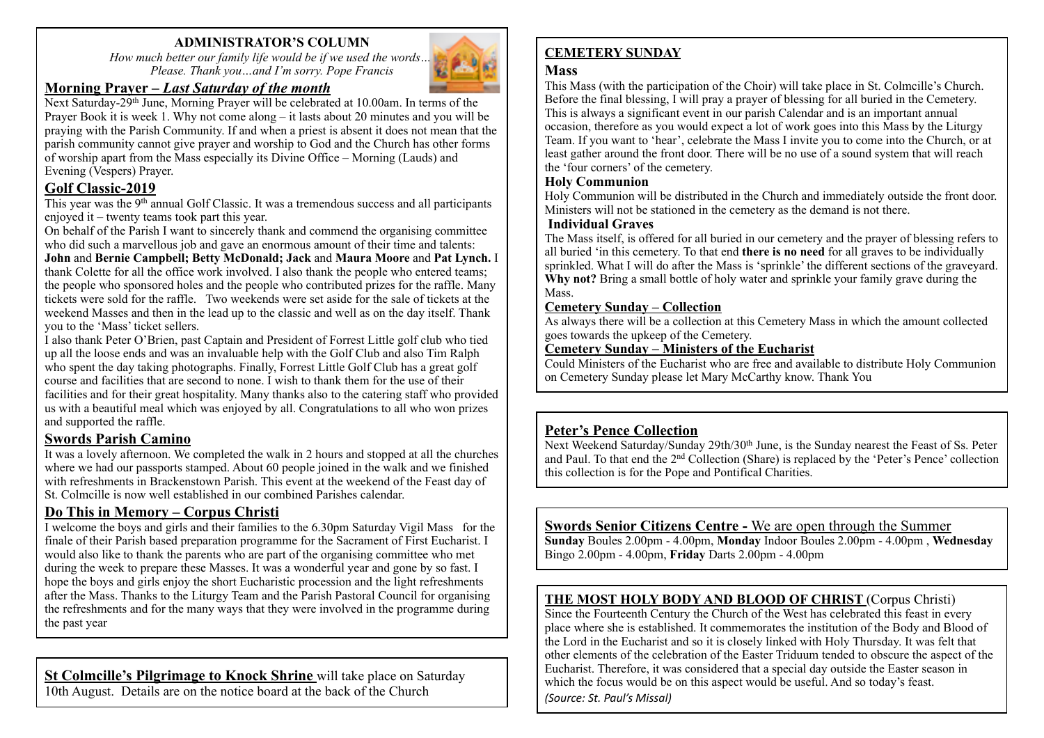## ADMINISTRATOR'S COLUMN

*How much better our family life would be if we used the words… Please. Thank you…and I'm sorry. Pope Francis*

### Morning Prayer – *Last Saturday of the month*

Next Saturday-29th June, Morning Prayer will be celebrated at 10.00am. In terms of the Prayer Book it is week 1. Why not come along – it lasts about 20 minutes and you will be praying with the Parish Community. If and when a priest is absent it does not mean that the parish community cannot give prayer and worship to God and the Church has other forms of worship apart from the Mass especially its Divine Office – Morning (Lauds) and Evening (Vespers) Prayer.

### Golf Classic-2019

This year was the 9th annual Golf Classic. It was a tremendous success and all participants enjoyed it – twenty teams took part this year.

On behalf of the Parish I want to sincerely thank and commend the organising committee who did such a marvellous job and gave an enormous amount of their time and talents: **John** and **Bernie Campbell; Betty McDonald; Jack** and **Maura Moore** and **Pat Lynch.** I thank Colette for all the office work involved. I also thank the people who entered teams; the people who sponsored holes and the people who contributed prizes for the raffle. Many tickets were sold for the raffle. Two weekends were set aside for the sale of tickets at the weekend Masses and then in the lead up to the classic and well as on the day itself. Thank you to the 'Mass' ticket sellers.

I also thank Peter O'Brien, past Captain and President of Forrest Little golf club who tied up all the loose ends and was an invaluable help with the Golf Club and also Tim Ralph who spent the day taking photographs. Finally, Forrest Little Golf Club has a great golf course and facilities that are second to none. I wish to thank them for the use of their facilities and for their great hospitality. Many thanks also to the catering staff who provided us with a beautiful meal which was enjoyed by all. Congratulations to all who won prizes and supported the raffle.

### Swords Parish Camino

It was a lovely afternoon. We completed the walk in 2 hours and stopped at all the churches where we had our passports stamped. About 60 people joined in the walk and we finished with refreshments in Brackenstown Parish. This event at the weekend of the Feast day of St. Colmcille is now well established in our combined Parishes calendar.

### Do This in Memory – Corpus Christi

I welcome the boys and girls and their families to the 6.30pm Saturday Vigil Mass for the finale of their Parish based preparation programme for the Sacrament of First Eucharist. I would also like to thank the parents who are part of the organising committee who met during the week to prepare these Masses. It was a wonderful year and gone by so fast. I hope the boys and girls enjoy the short Eucharistic procession and the light refreshments after the Mass. Thanks to the Liturgy Team and the Parish Pastoral Council for organising the refreshments and for the many ways that they were involved in the programme during the past year

**St Colmcille's Pilgrimage to Knock Shrine** will take place on Saturday 10th August. Details are on the notice board at the back of the Church

## CEMETERY SUNDAY

### Mass

This Mass (with the participation of the Choir) will take place in St. Colmcille's Church. Before the final blessing, I will pray a prayer of blessing for all buried in the Cemetery. This is always a significant event in our parish Calendar and is an important annual occasion, therefore as you would expect a lot of work goes into this Mass by the Liturgy Team. If you want to 'hear', celebrate the Mass I invite you to come into the Church, or at least gather around the front door. There will be no use of a sound system that will reach the 'four corners' of the cemetery.

### Holy Communion

Holy Communion will be distributed in the Church and immediately outside the front door. Ministers will not be stationed in the cemetery as the demand is not there.

### Individual Graves

The Mass itself, is offered for all buried in our cemetery and the prayer of blessing refers to all buried 'in this cemetery. To that end **there is no need** for all graves to be individually sprinkled. What I will do after the Mass is 'sprinkle' the different sections of the graveyard. **Why not?** Bring a small bottle of holy water and sprinkle your family grave during the Mass.

### Cemetery Sunday – Collection

As always there will be a collection at this Cemetery Mass in which the amount collected goes towards the upkeep of the Cemetery.

### Cemetery Sunday – Ministers of the Eucharist

Could Ministers of the Eucharist who are free and available to distribute Holy Communion on Cemetery Sunday please let Mary McCarthy know. Thank You

## Peter's Pence Collection

Next Weekend Saturday/Sunday 29th/30th June, is the Sunday nearest the Feast of Ss. Peter and Paul. To that end the 2nd Collection (Share) is replaced by the 'Peter's Pence' collection this collection is for the Pope and Pontifical Charities.

## Swords Senior Citizens Centre - We are open through the Summer

**Sunday** Boules 2.00pm - 4.00pm, **Monday** Indoor Boules 2.00pm - 4.00pm , **Wednesday** Bingo 2.00pm - 4.00pm, **Friday** Darts 2.00pm - 4.00pm

## THE MOST HOLY BODY AND BLOOD OF CHRIST (Corpus Christi)

Since the Fourteenth Century the Church of the West has celebrated this feast in every place where she is established. It commemorates the institution of the Body and Blood of the Lord in the Eucharist and so it is closely linked with Holy Thursday. It was felt that other elements of the celebration of the Easter Triduum tended to obscure the aspect of the Eucharist. Therefore, it was considered that a special day outside the Easter season in which the focus would be on this aspect would be useful. And so today's feast.

*(Source: St. Paul's Missal)*